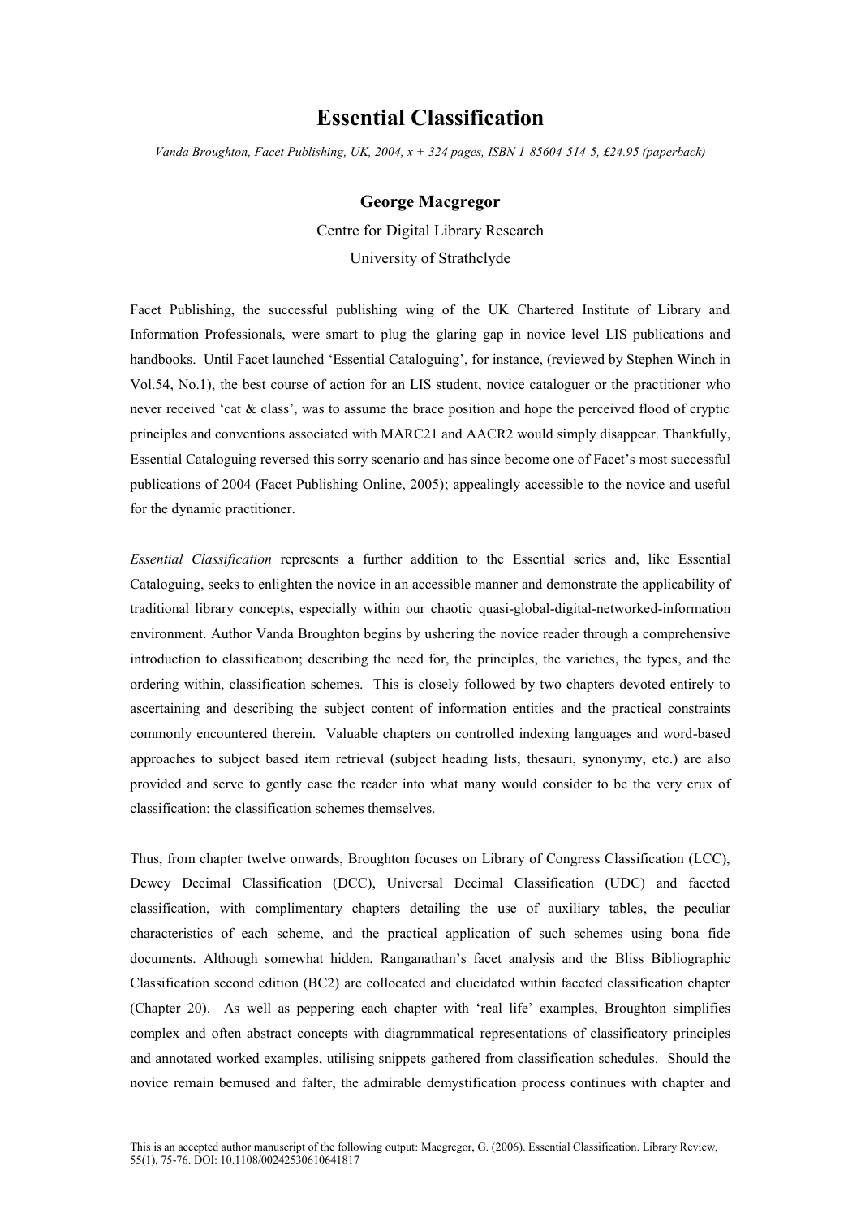# Essential Classification

*Vanda Broughton, Facet Publishing, UK, 2004, x + 324 pages, ISBN 1-85604-514-5, £24.95 (paperback)*

**George Macgregor**

Centre for Digital Library Research

University of Strathclyde

Facet Publishing, the successful publishing wing of the UK Chartered Institute of Library and Information Professionals, were smart to plug the glaring gap in novice level LIS publications and handbooks. Until Facet launched 'Essential Cataloguing', for instance, (reviewed by Stephen Winch in Vol.54, No.1), the best course of action for an LIS student, novice cataloguer or the practitioner who never received 'cat & class', was to assume the brace position and hope the perceived flood of cryptic principles and conventions associated with MARC21 and AACR2 would simply disappear. Thankfully, Essential Cataloguing reversed this sorry scenario and has since become one of Facet's most successful publications of 2004 (Facet Publishing Online, 2005); appealingly accessible to the novice and useful for the dynamic practitioner.

*Essential Classification* represents a further addition to the Essential series and, like Essential Cataloguing, seeks to enlighten the novice in an accessible manner and demonstrate the applicability of traditional library concepts, especially within our chaotic quasi-global-digital-networked-information environment. Author Vanda Broughton begins by ushering the novice reader through a comprehensive introduction to classification; describing the need for, the principles, the varieties, the types, and the ordering within, classification schemes. This is closely followed by two chapters devoted entirely to ascertaining and describing the subject content of information entities and the practical constraints commonly encountered therein. Valuable chapters on controlled indexing languages and word-based approaches to subject based item retrieval (subject heading lists, thesauri, synonymy, etc.) are also provided and serve to gently ease the reader into what many would consider to be the very crux of classification: the classification schemes themselves.

Thus, from chapter twelve onwards, Broughton focuses on Library of Congress Classification (LCC), Dewey Decimal Classification (DCC), Universal Decimal Classification (UDC) and faceted classification, with complimentary chapters detailing the use of auxiliary tables, the peculiar characteristics of each scheme, and the practical application of such schemes using bona fide documents. Although somewhat hidden, Ranganathan's facet analysis and the Bliss Bibliographic Classification second edition (BC2) are collocated and elucidated within faceted classification chapter (Chapter 20). As well as peppering each chapter with 'real life' examples, Broughton simplifies complex and often abstract concepts with diagrammatical representations of classificatory principles and annotated worked examples, utilising snippets gathered from classification schedules. Should the novice remain bemused and falter, the admirable demystification process continues with chapter and

This is an accepted author manuscript of the following output: Macgregor, G. (2006). Essential Classification. Library Review, 55(1), 75-76. DOI: 10.1108/00242530610641817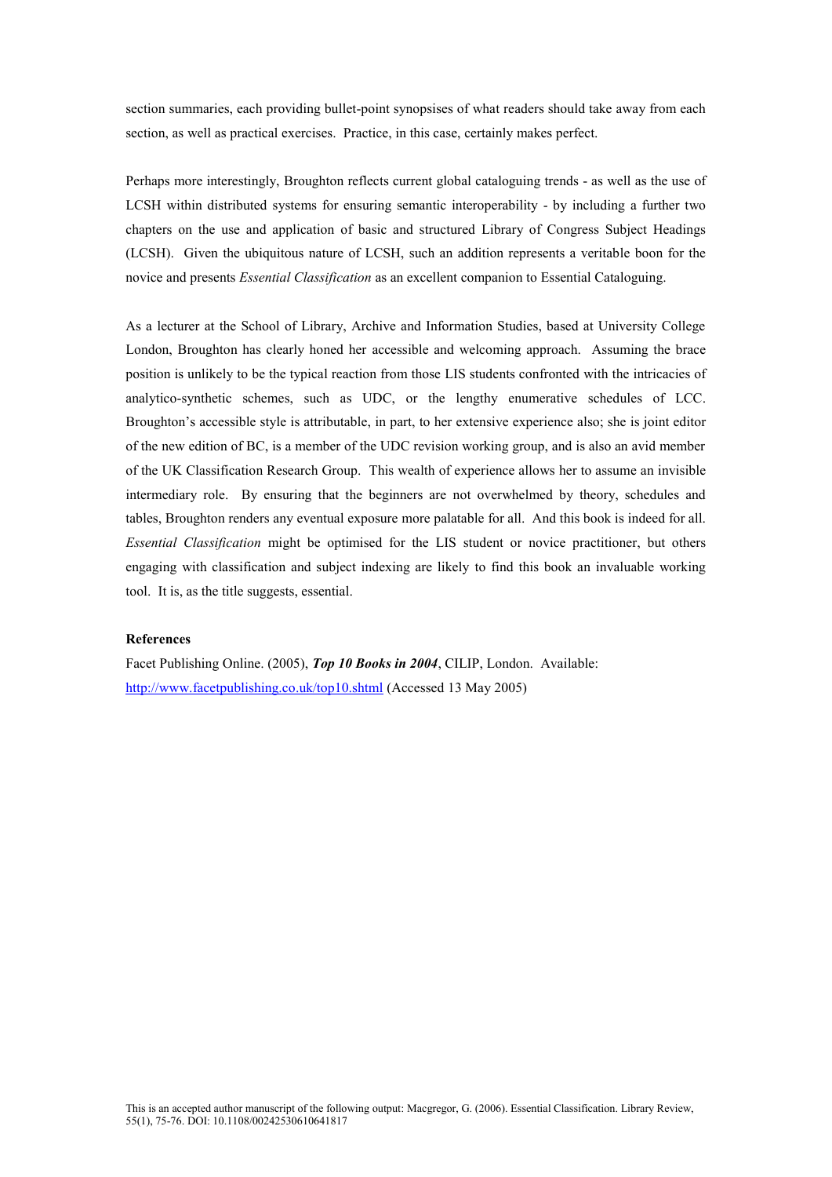section summaries, each providing bullet-point synopsises of what readers should take away from each section, as well as practical exercises. Practice, in this case, certainly makes perfect.

Perhaps more interestingly, Broughton reflects current global cataloguing trends - as well as the use of LCSH within distributed systems for ensuring semantic interoperability - by including a further two chapters on the use and application of basic and structured Library of Congress Subject Headings (LCSH). Given the ubiquitous nature of LCSH, such an addition represents a veritable boon for the novice and presents *Essential Classification* as an excellent companion to Essential Cataloguing.

As a lecturer at the School of Library, Archive and Information Studies, based at University College London, Broughton has clearly honed her accessible and welcoming approach. Assuming the brace position is unlikely to be the typical reaction from those LIS students confronted with the intricacies of analytico-synthetic schemes, such as UDC, or the lengthy enumerative schedules of LCC. Broughton's accessible style is attributable, in part, to her extensive experience also; she is joint editor of the new edition of BC, is a member of the UDC revision working group, and is also an avid member of the UK Classification Research Group. This wealth of experience allows her to assume an invisible intermediary role. By ensuring that the beginners are not overwhelmed by theory, schedules and tables, Broughton renders any eventual exposure more palatable for all. And this book is indeed for all. *Essential Classification* might be optimised for the LIS student or novice practitioner, but others engaging with classification and subject indexing are likely to find this book an invaluable working tool. It is, as the title suggests, essential.

**References**

Facet Publishing Online. (2005), ***Top 10 Books in 2004***, CILIP, London. Available: http://www.facetpublishing.co.uk/top10.shtml (Accessed 13 May 2005)

This is an accepted author manuscript of the following output: Macgregor, G. (2006). Essential Classification. Library Review, 55(1), 75-76. DOI: 10.1108/00242530610641817